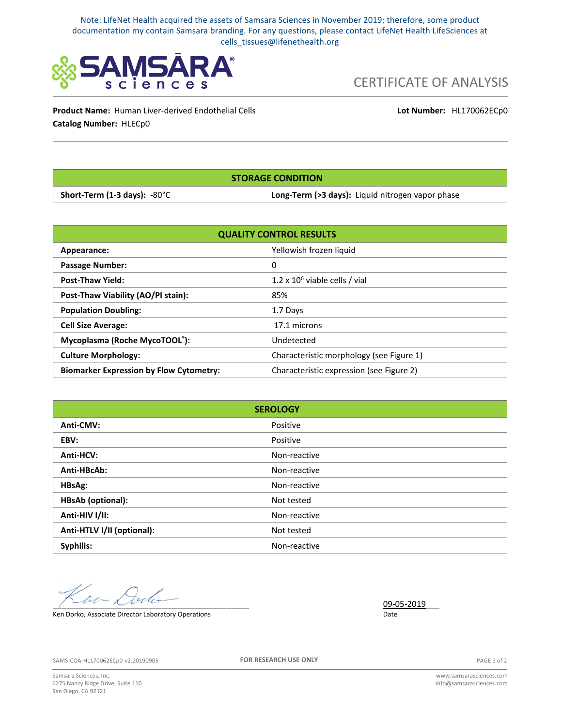Note: LifeNet Health acquired the assets of Samsara Sciences in November 2019; therefore, some product documentation my contain Samsara branding. For any questions, please contact LifeNet Health LifeSciences at cells_tissues@lifenethealth.org

SAMSĀRA sciences

# CERTIFICATE OF ANALYSIS

**Product Name:** Human Liver-derived Endothelial Cells
**Catalog Number:** HLECp0
**Lot Number:** HL170062ECp0

| STORAGE CONDITION | |
|---|---|
| **Short-Term (1-3 days):** -80°C | **Long-Term (>3 days):** Liquid nitrogen vapor phase |

| QUALITY CONTROL RESULTS | |
|---|---|
| **Appearance:** | Yellowish frozen liquid |
| **Passage Number:** | 0 |
| **Post-Thaw Yield:** | $1.2 \times 10^6$ viable cells / vial |
| **Post-Thaw Viability (AO/PI stain):** | 85% |
| **Population Doubling:** | 1.7 Days |
| **Cell Size Average:** | 17.1 microns |
| **Mycoplasma (Roche MycoTOOL®):** | Undetected |
| **Culture Morphology:** | Characteristic morphology (see Figure 1) |
| **Biomarker Expression by Flow Cytometry:** | Characteristic expression (see Figure 2) |

| SEROLOGY | |
|---|---|
| **Anti-CMV:** | Positive |
| **EBV:** | Positive |
| **Anti-HCV:** | Non-reactive |
| **Anti-HBcAb:** | Non-reactive |
| **HBsAg:** | Non-reactive |
| **HBsAb (optional):** | Not tested |
| **Anti-HIV I/II:** | Non-reactive |
| **Anti-HTLV I/II (optional):** | Not tested |
| **Syphilis:** | Non-reactive |

Ken Dorko, Associate Director Laboratory Operations

09-05-2019
Date

SAMS-COA-HL170062ECp0 v2.20190905

FOR RESEARCH USE ONLY

Samsara Sciences, Inc.
6275 Nancy Ridge Drive, Suite 110
San Diego, CA 92121

www.samsarasciences.com
info@samsarasciences.com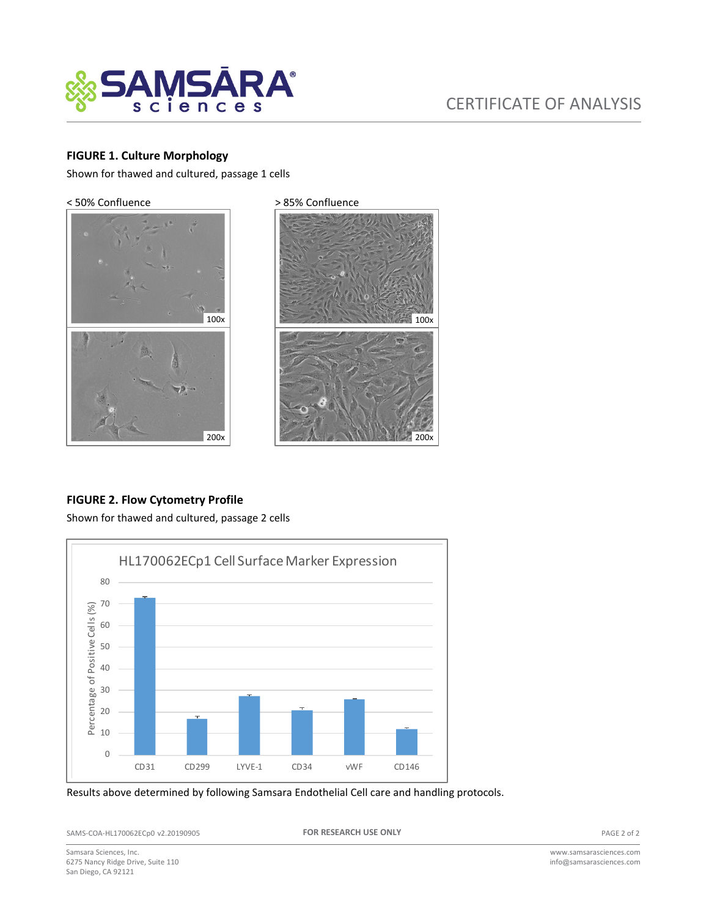CERTIFICATE OF ANALYSIS

**FIGURE 1. Culture Morphology**

Shown for thawed and cultured, passage 1 cells

< 50% Confluence

100x

200x

> 85% Confluence

100x

200x

**FIGURE 2. Flow Cytometry Profile**

Shown for thawed and cultured, passage 2 cells

HL170062ECp1 Cell Surface Marker Expression

Percentage of Positive Cells (%)

80
70
60
50
40
30
20
10
0

CD31
CD299
LYVE-1
CD34
vWF
CD146

Results above determined by following Samsara Endothelial Cell care and handling protocols.

SAMS-COA-HL170062ECp0 v2.20190905

FOR RESEARCH USE ONLY

Samsara Sciences, Inc.
6275 Nancy Ridge Drive, Suite 110
San Diego, CA 92121

www.samsarasciences.com
info@samsarasciences.com